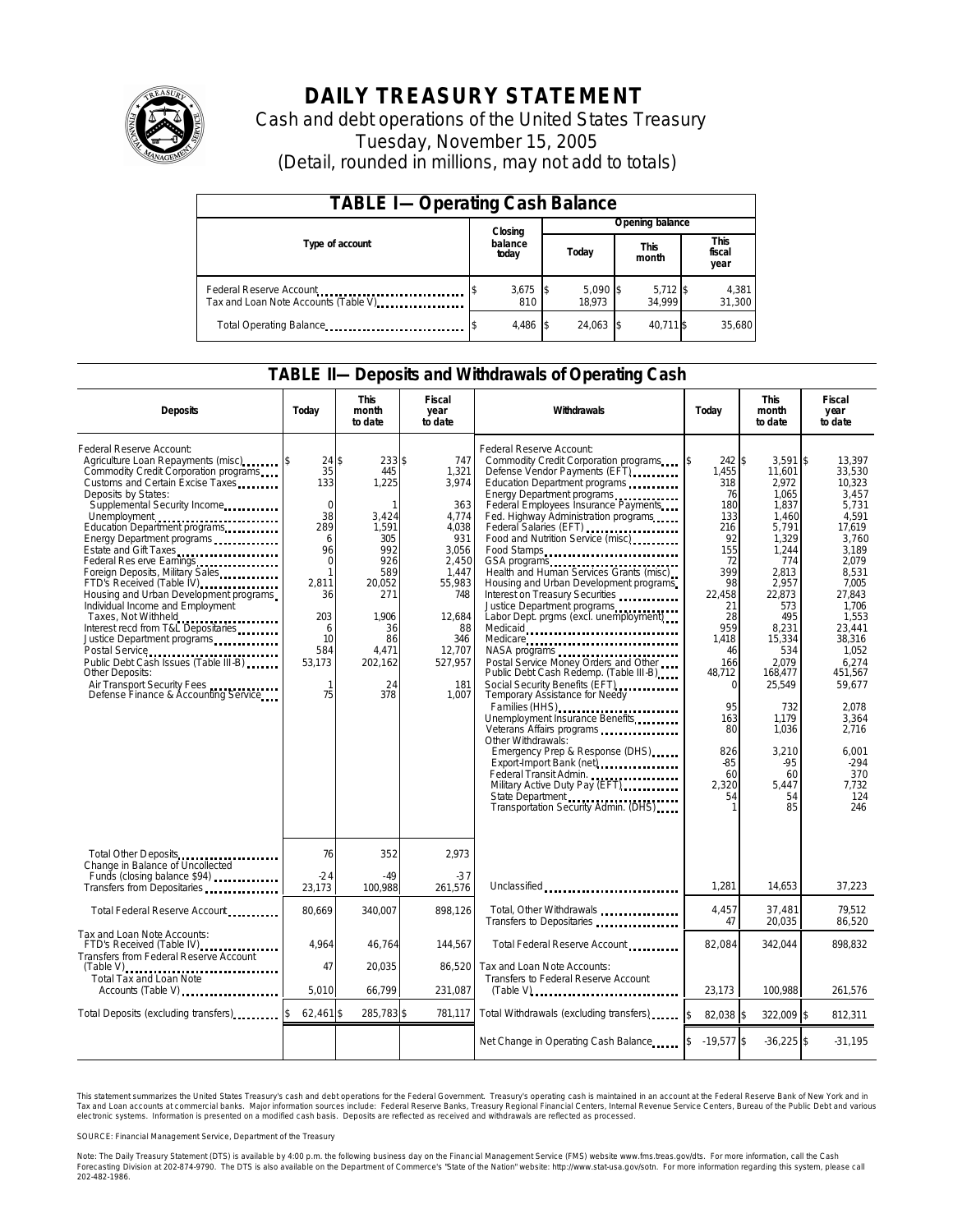# DAILY TREASURY STATEMENT

Cash and debt operations of the United States Treasury

Tuesday, November 15, 2005

(Detail, rounded in millions, may not add to totals)

## TABLE I—Operating Cash Balance

| Type of account | Closing balance today | Opening balance Today | Opening balance This month | Opening balance This fiscal year |
|---|---|---|---|---|
| Federal Reserve Account | $ 3,675 | $ 5,090 | $ 5,712 | $ 4,381 |
| Tax and Loan Note Accounts (Table V) | 810 | 18,973 | 34,999 | 31,300 |
| Total Operating Balance | $ 4,486 | $ 24,063 | $ 40,711 | $ 35,680 |

## TABLE II—Deposits and Withdrawals of Operating Cash

| Deposits | Today | This month to date | Fiscal year to date |
|---|---|---|---|
| Federal Reserve Account: | | | |
| Agriculture Loan Repayments (misc) | $ 24 | $ 233 | $ 747 |
| Commodity Credit Corporation programs | 35 | 445 | 1,321 |
| Customs and Certain Excise Taxes | 133 | 1,225 | 3,974 |
| Deposits by States: | | | |
| Supplemental Security Income | 0 | 1 | 363 |
| Unemployment | 38 | 3,424 | 4,774 |
| Education Department programs | 289 | 1,591 | 4,038 |
| Energy Department programs | 6 | 305 | 931 |
| Estate and Gift Taxes | 96 | 992 | 3,056 |
| Federal Reserve Earnings | 0 | 926 | 2,450 |
| Foreign Deposits, Military Sales | 1 | 589 | 1,447 |
| FTD's Received (Table IV) | 2,811 | 20,052 | 55,983 |
| Housing and Urban Development programs | 36 | 271 | 748 |
| Individual Income and Employment Taxes, Not Withheld | 203 | 1,906 | 12,684 |
| Interest recd from T&L Depositaries | 6 | 36 | 88 |
| Justice Department programs | 10 | 86 | 346 |
| Postal Service | 584 | 4,471 | 12,707 |
| Public Debt Cash Issues (Table III-B) | 53,173 | 202,162 | 527,957 |
| Other Deposits: | | | |
| Air Transport Security Fees | 1 | 24 | 181 |
| Defense Finance & Accounting Service | 75 | 378 | 1,007 |
| Total Other Deposits | 76 | 352 | 2,973 |
| Change in Balance of Uncollected Funds (closing balance $94) | -24 | -49 | -37 |
| Transfers from Depositaries | 23,173 | 100,988 | 261,576 |
| Total Federal Reserve Account | 80,669 | 340,007 | 898,126 |
| Tax and Loan Note Accounts: | | | |
| FTD's Received (Table IV) | 4,964 | 46,764 | 144,567 |
| Transfers from Federal Reserve Account (Table V) | 47 | 20,035 | 86,520 |
| Total Tax and Loan Note Accounts (Table V) | 5,010 | 66,799 | 231,087 |
| Total Deposits (excluding transfers) | $ 62,461 | $ 285,783 | $ 781,117 |

| Withdrawals | Today | This month to date | Fiscal year to date |
|---|---|---|---|
| Federal Reserve Account: | | | |
| Commodity Credit Corporation programs | $ 242 | $ 3,591 | $ 13,397 |
| Defense Vendor Payments (EFT) | 1,455 | 11,601 | 33,530 |
| Education Department programs | 318 | 2,972 | 10,323 |
| Energy Department programs | 76 | 1,065 | 3,457 |
| Federal Employees Insurance Payments | 180 | 1,837 | 5,731 |
| Fed. Highway Administration programs | 133 | 1,460 | 4,591 |
| Federal Salaries (EFT) | 216 | 5,791 | 17,619 |
| Food and Nutrition Service (misc) | 92 | 1,329 | 3,760 |
| Food Stamps | 155 | 1,244 | 3,189 |
| GSA programs | 72 | 774 | 2,079 |
| Health and Human Services Grants (misc) | 399 | 2,813 | 8,531 |
| Housing and Urban Development programs | 98 | 2,957 | 7,005 |
| Interest on Treasury Securities | 22,458 | 22,873 | 27,843 |
| Justice Department programs | 21 | 573 | 1,706 |
| Labor Dept. prgms (excl. unemployment) | 28 | 495 | 1,553 |
| Medicaid | 959 | 8,231 | 23,441 |
| Medicare | 1,418 | 15,334 | 38,316 |
| NASA programs | 46 | 534 | 1,052 |
| Postal Service Money Orders and Other | 166 | 2,079 | 6,274 |
| Public Debt Cash Redemp. (Table III-B) | 48,712 | 168,477 | 451,567 |
| Social Security Benefits (EFT) | 0 | 25,549 | 59,677 |
| Temporary Assistance for Needy Families (HHS) | 95 | 732 | 2,078 |
| Unemployment Insurance Benefits | 163 | 1,179 | 3,364 |
| Veterans Affairs programs | 80 | 1,036 | 2,716 |
| Other Withdrawals: | | | |
| Emergency Prep & Response (DHS) | 826 | 3,210 | 6,001 |
| Export-Import Bank (net) | -85 | -95 | -294 |
| Federal Transit Admin. | 60 | 60 | 370 |
| Military Active Duty Pay (EFT) | 2,320 | 5,447 | 7,732 |
| State Department | 54 | 54 | 124 |
| Transportation Security Admin. (DHS) | 1 | 85 | 246 |
| Unclassified | 1,281 | 14,653 | 37,223 |
| Total, Other Withdrawals | 4,457 | 37,481 | 79,512 |
| Transfers to Depositaries | 47 | 20,035 | 86,520 |
| Total Federal Reserve Account | 82,084 | 342,044 | 898,832 |
| Tax and Loan Note Accounts: | | | |
| Transfers to Federal Reserve Account (Table V) | 23,173 | 100,988 | 261,576 |
| Total Withdrawals (excluding transfers) | $ 82,038 | $ 322,009 | $ 812,311 |
| Net Change in Operating Cash Balance | $ -19,577 | $ -36,225 | $ -31,195 |

This statement summarizes the United States Treasury's cash and debt operations for the Federal Government. Treasury's operating cash is maintained in an account at the Federal Reserve Bank of New York and in Tax and Loan accounts at commercial banks. Major information sources include: Federal Reserve Banks, Treasury Regional Financial Centers, Internal Revenue Service Centers, Bureau of the Public Debt and various electronic systems. Information is presented on a modified cash basis. Deposits are reflected as received and withdrawals are reflected as processed.

SOURCE: Financial Management Service, Department of the Treasury

Note: The Daily Treasury Statement (DTS) is available by 4:00 p.m. the following business day on the Financial Management Service (FMS) website www.fms.treas.gov/dts. For more information, call the Cash Forecasting Division at 202-874-9790. The DTS is also available on the Department of Commerce's "State of the Nation" website: http://www.stat-usa.gov/sotn. For more information regarding this system, please call 202-482-1986.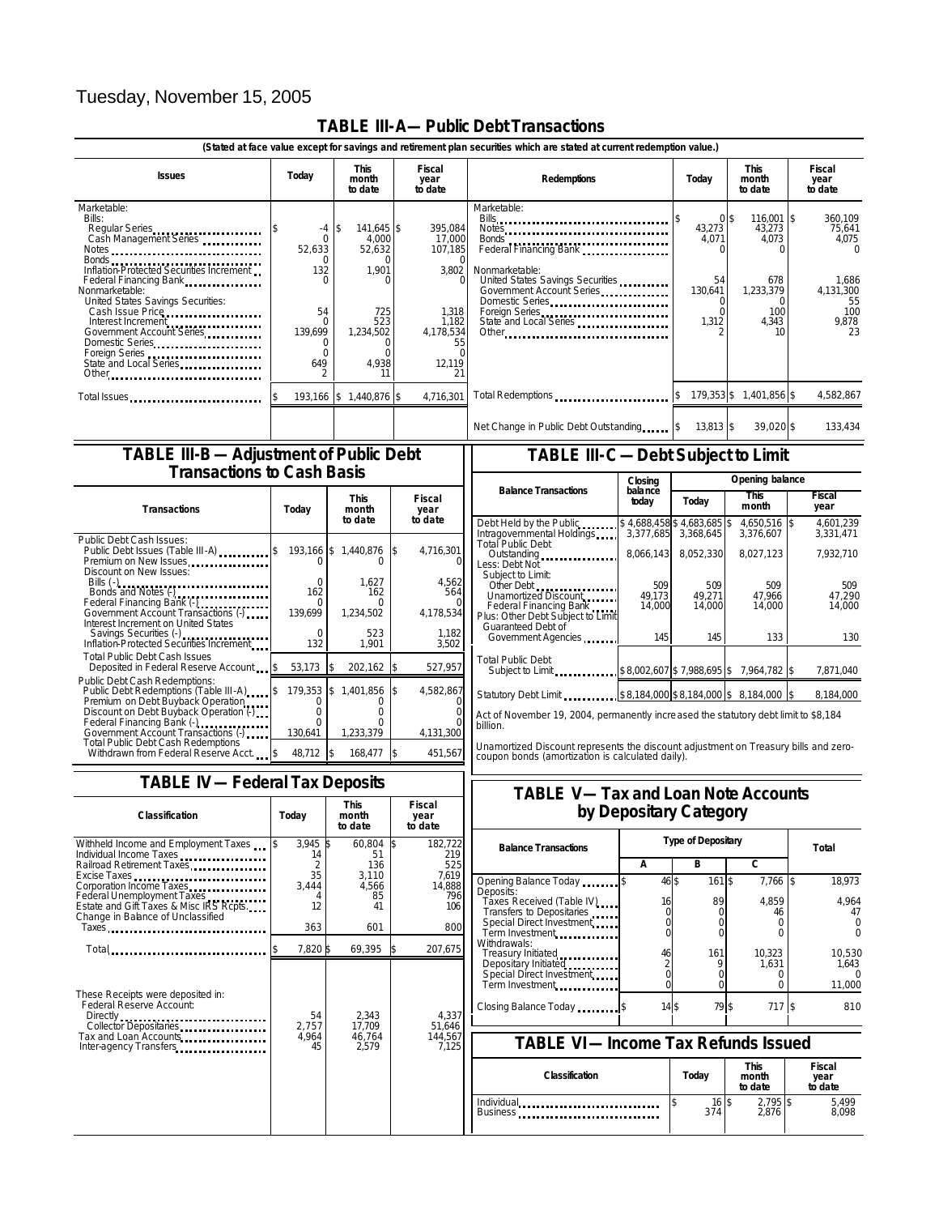Tuesday, November 15, 2005

## TABLE III-A — Public Debt Transactions

(Stated at face value except for savings and retirement plan securities which are stated at current redemption value.)

| Issues | Today | This month to date | Fiscal year to date | Redemptions | Today | This month to date | Fiscal year to date |
|---|---|---|---|---|---|---|---|
| Marketable: | | | | Marketable: | | | |
| Bills: | | | | Bills | $ 0 | $ 116,001 | $ 360,109 |
| Regular Series | $ -4 | $ 141,645 | $ 395,084 | Notes | 43,273 | 43,273 | 75,641 |
| Cash Management Series | 0 | 4,000 | 17,000 | Bonds | 4,071 | 4,073 | 4,075 |
| Notes | 52,633 | 52,632 | 107,185 | Federal Financing Bank | 0 | 0 | 0 |
| Bonds | 0 | 0 | 0 | | | | |
| Inflation-Protected Securities Increment | 132 | 1,901 | 3,802 | Nonmarketable: | | | |
| Federal Financing Bank | 0 | 0 | 0 | United States Savings Securities | 54 | 678 | 1,686 |
| Nonmarketable: | | | | Government Account Series | 130,641 | 1,233,379 | 4,131,300 |
| United States Savings Securities: | | | | Domestic Series | 0 | 0 | 55 |
| Cash Issue Price | 54 | 725 | 1,318 | Foreign Series | 0 | 100 | 100 |
| Interest Increment | 0 | 523 | 1,182 | State and Local Series | 1,312 | 4,343 | 9,878 |
| Government Account Series | 139,699 | 1,234,502 | 4,178,534 | Other | 2 | 10 | 23 |
| Domestic Series | 0 | 0 | 55 | | | | |
| Foreign Series | 0 | 0 | 0 | | | | |
| State and Local Series | 649 | 4,938 | 12,119 | | | | |
| Other | 2 | 11 | 21 | | | | |
| Total Issues | $ 193,166 | $ 1,440,876 | $ 4,716,301 | Total Redemptions | $ 179,353 | $ 1,401,856 | $ 4,582,867 |
| | | | | Net Change in Public Debt Outstanding | $ 13,813 | $ 39,020 | $ 133,434 |

## TABLE III-B — Adjustment of Public Debt Transactions to Cash Basis

| Transactions | Today | This month to date | Fiscal year to date |
|---|---|---|---|
| Public Debt Cash Issues: | | | |
| Public Debt Issues (Table III-A) | $ 193,166 | $ 1,440,876 | $ 4,716,301 |
| Premium on New Issues | 0 | 0 | 0 |
| Discount on New Issues: | | | |
| Bills (-) | 0 | 1,627 | 4,562 |
| Bonds and Notes (-) | 162 | 162 | 564 |
| Federal Financing Bank (-) | 0 | 0 | 0 |
| Government Account Transactions (-) | 139,699 | 1,234,502 | 4,178,534 |
| Interest Increment on United States Savings Securities (-) | 0 | 523 | 1,182 |
| Inflation-Protected Securities Increment | 132 | 1,901 | 3,502 |
| Total Public Debt Cash Issues Deposited in Federal Reserve Account | $ 53,173 | $ 202,162 | $ 527,957 |
| Public Debt Cash Redemptions: | | | |
| Public Debt Redemptions (Table III-A) | $ 179,353 | $ 1,401,856 | $ 4,582,867 |
| Premium on Debt Buyback Operation | 0 | 0 | 0 |
| Discount on Debt Buyback Operation (-) | 0 | 0 | 0 |
| Federal Financing Bank (-) | 0 | 0 | 0 |
| Government Account Transactions (-) | 130,641 | 1,233,379 | 4,131,300 |
| Total Public Debt Cash Redemptions Withdrawn from Federal Reserve Acct. | $ 48,712 | $ 168,477 | $ 451,567 |

## TABLE III-C — Debt Subject to Limit

| Balance Transactions | Closing balance today | Opening balance Today | Opening balance This month | Opening balance Fiscal year |
|---|---|---|---|---|
| Debt Held by the Public | $ 4,688,458 | $ 4,683,685 | $ 4,650,516 | $ 4,601,239 |
| Intragovernmental Holdings | 3,377,685 | 3,368,645 | 3,376,607 | 3,331,471 |
| Total Public Debt Outstanding | 8,066,143 | 8,052,330 | 8,027,123 | 7,932,710 |
| Less: Debt Not Subject to Limit: | | | | |
| Other Debt | 509 | 509 | 509 | 509 |
| Unamortized Discount | 49,173 | 49,271 | 47,966 | 47,290 |
| Federal Financing Bank | 14,000 | 14,000 | 14,000 | 14,000 |
| Plus: Other Debt Subject to Limit | | | | |
| Guaranteed Debt of Government Agencies | 145 | 145 | 133 | 130 |
| Total Public Debt Subject to Limit | $ 8,002,607 | $ 7,988,695 | $ 7,964,782 | $ 7,871,040 |
| Statutory Debt Limit | $ 8,184,000 | $ 8,184,000 | $ 8,184,000 | $ 8,184,000 |

Act of November 19, 2004, permanently increased the statutory debt limit to $8,184 billion.

Unamortized Discount represents the discount adjustment on Treasury bills and zero-coupon bonds (amortization is calculated daily).

## TABLE IV — Federal Tax Deposits

| Classification | Today | This month to date | Fiscal year to date |
|---|---|---|---|
| Withheld Income and Employment Taxes | $ 3,945 | $ 60,804 | $ 182,722 |
| Individual Income Taxes | 14 | 51 | 219 |
| Railroad Retirement Taxes | 2 | 136 | 525 |
| Excise Taxes | 35 | 3,110 | 7,619 |
| Corporation Income Taxes | 3,444 | 4,566 | 14,888 |
| Federal Unemployment Taxes | 4 | 85 | 796 |
| Estate and Gift Taxes & Misc IRS Rcpts. | 12 | 41 | 106 |
| Change in Balance of Unclassified Taxes | 363 | 601 | 800 |
| Total | $ 7,820 | $ 69,395 | $ 207,675 |
| These Receipts were deposited in: | | | |
| Federal Reserve Account: | | | |
| Directly | 54 | 2,343 | 4,337 |
| Collector Depositaries | 2,757 | 17,709 | 51,646 |
| Tax and Loan Accounts | 4,964 | 46,764 | 144,567 |
| Inter-agency Transfers | 45 | 2,579 | 7,125 |

## TABLE V — Tax and Loan Note Accounts by Depositary Category

| Balance Transactions | Type of Depositary A | Type of Depositary B | Type of Depositary C | Total |
|---|---|---|---|---|
| Opening Balance Today | $ 46 | $ 161 | $ 7,766 | $ 18,973 |
| Deposits: | | | | |
| Taxes Received (Table IV) | 16 | 89 | 4,859 | 4,964 |
| Transfers to Depositaries | 0 | 0 | 46 | 47 |
| Special Direct Investment | 0 | 0 | 0 | 0 |
| Term Investment | 0 | 0 | 0 | 0 |
| Withdrawals: | | | | |
| Treasury Initiated | 46 | 161 | 10,323 | 10,530 |
| Depositary Initiated | 2 | 9 | 1,631 | 1,643 |
| Special Direct Investment | 0 | 0 | 0 | 0 |
| Term Investment | 0 | 0 | 0 | 11,000 |
| Closing Balance Today | $ 14 | $ 79 | $ 717 | $ 810 |

## TABLE VI — Income Tax Refunds Issued

| Classification | Today | This month to date | Fiscal year to date |
|---|---|---|---|
| Individual | $ 16 | $ 2,795 | $ 5,499 |
| Business | 374 | 2,876 | 8,098 |